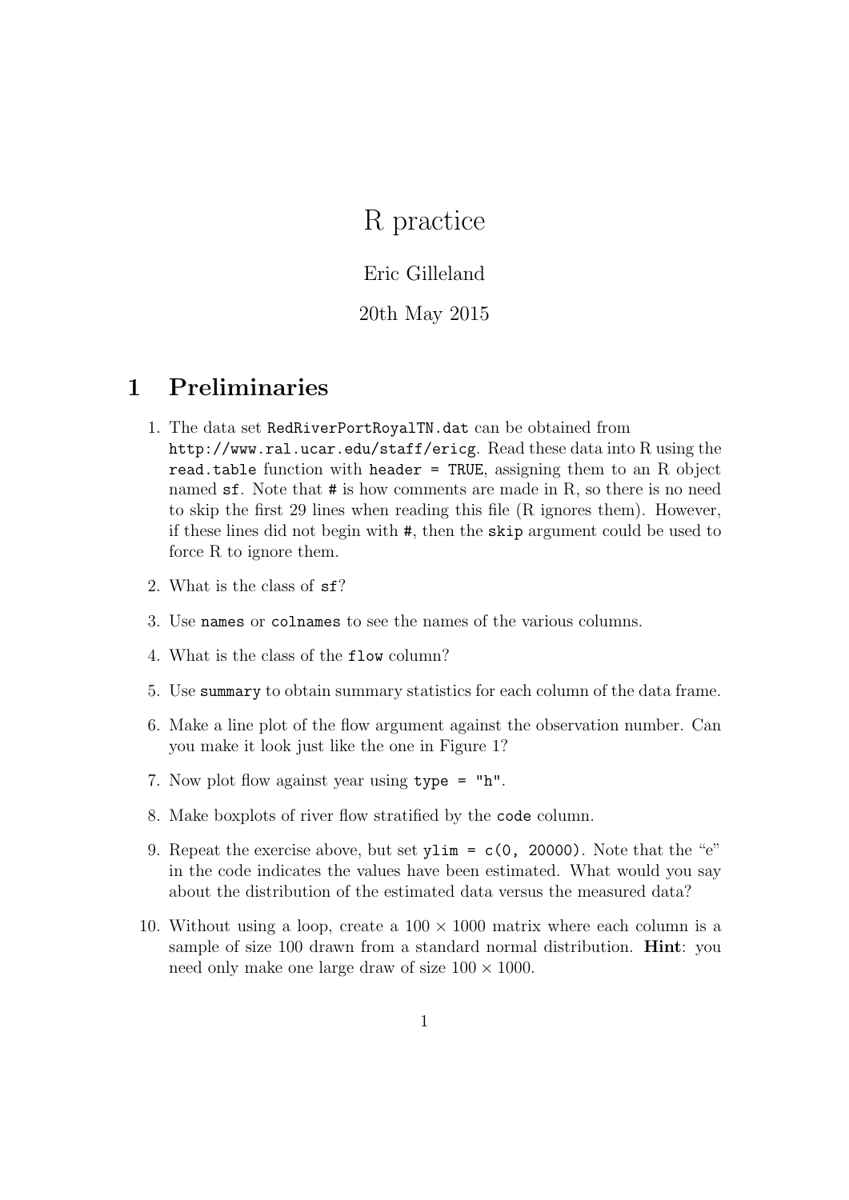# R practice

Eric Gilleland

20th May 2015

## 1 Preliminaries

1. The data set `RedRiverPortRoyalTN.dat` can be obtained from `http://www.ral.ucar.edu/staff/ericg`. Read these data into R using the `read.table` function with `header = TRUE`, assigning them to an R object named `sf`. Note that `#` is how comments are made in R, so there is no need to skip the first 29 lines when reading this file (R ignores them). However, if these lines did not begin with `#`, then the `skip` argument could be used to force R to ignore them.

2. What is the class of `sf`?

3. Use `names` or `colnames` to see the names of the various columns.

4. What is the class of the `flow` column?

5. Use `summary` to obtain summary statistics for each column of the data frame.

6. Make a line plot of the flow argument against the observation number. Can you make it look just like the one in Figure 1?

7. Now plot flow against year using `type = "h"`.

8. Make boxplots of river flow stratified by the `code` column.

9. Repeat the exercise above, but set `ylim = c(0, 20000)`. Note that the "e" in the code indicates the values have been estimated. What would you say about the distribution of the estimated data versus the measured data?

10. Without using a loop, create a $100 \times 1000$ matrix where each column is a sample of size 100 drawn from a standard normal distribution. **Hint**: you need only make one large draw of size $100 \times 1000$.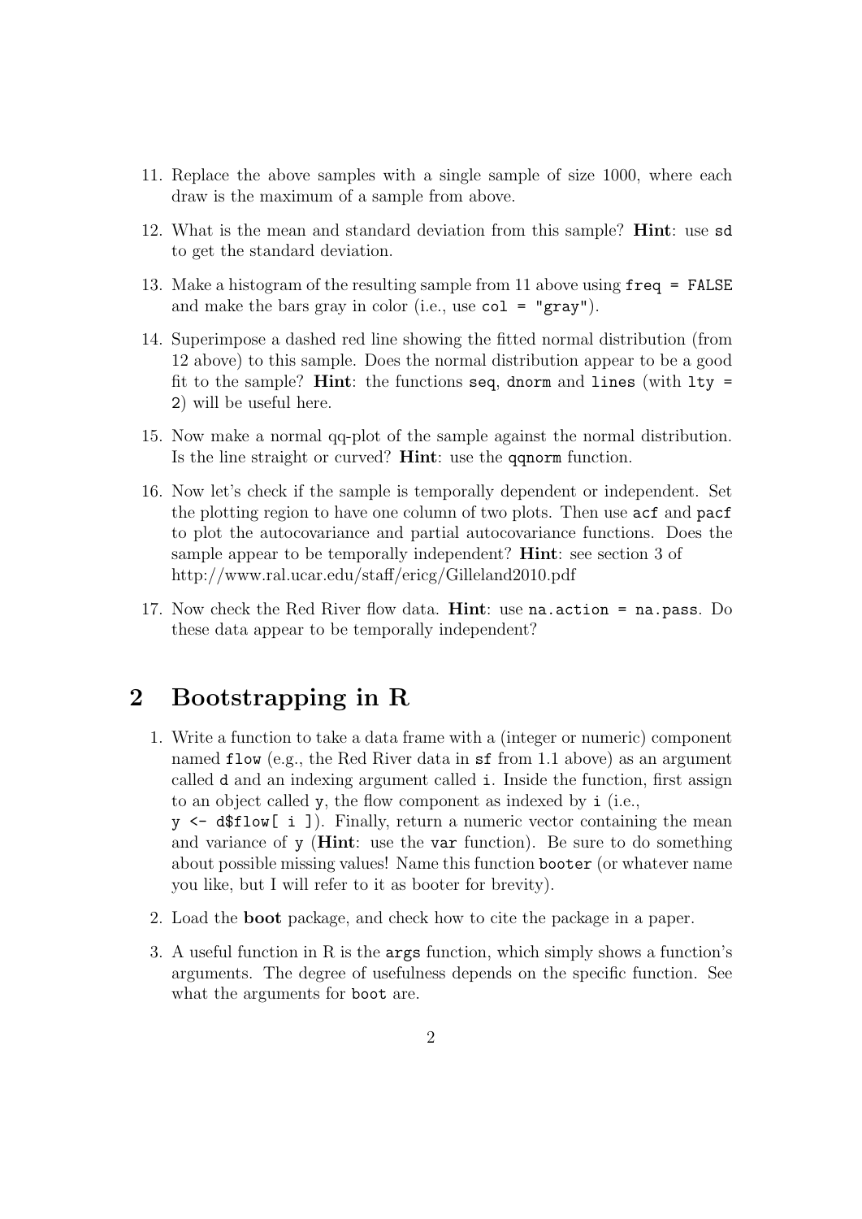11. Replace the above samples with a single sample of size 1000, where each draw is the maximum of a sample from above.

12. What is the mean and standard deviation from this sample? **Hint**: use `sd` to get the standard deviation.

13. Make a histogram of the resulting sample from 11 above using `freq = FALSE` and make the bars gray in color (i.e., use `col = "gray"`).

14. Superimpose a dashed red line showing the fitted normal distribution (from 12 above) to this sample. Does the normal distribution appear to be a good fit to the sample? **Hint**: the functions `seq`, `dnorm` and `lines` (with `lty = 2`) will be useful here.

15. Now make a normal qq-plot of the sample against the normal distribution. Is the line straight or curved? **Hint**: use the `qqnorm` function.

16. Now let's check if the sample is temporally dependent or independent. Set the plotting region to have one column of two plots. Then use `acf` and `pacf` to plot the autocovariance and partial autocovariance functions. Does the sample appear to be temporally independent? **Hint**: see section 3 of http://www.ral.ucar.edu/staff/ericg/Gilleland2010.pdf

17. Now check the Red River flow data. **Hint**: use `na.action = na.pass`. Do these data appear to be temporally independent?

## 2 Bootstrapping in R

1. Write a function to take a data frame with a (integer or numeric) component named `flow` (e.g., the Red River data in `sf` from 1.1 above) as an argument called `d` and an indexing argument called `i`. Inside the function, first assign to an object called `y`, the flow component as indexed by `i` (i.e., `y <- d$flow[ i ]`). Finally, return a numeric vector containing the mean and variance of `y` (**Hint**: use the `var` function). Be sure to do something about possible missing values! Name this function `booter` (or whatever name you like, but I will refer to it as booter for brevity).

2. Load the **boot** package, and check how to cite the package in a paper.

3. A useful function in R is the `args` function, which simply shows a function's arguments. The degree of usefulness depends on the specific function. See what the arguments for `boot` are.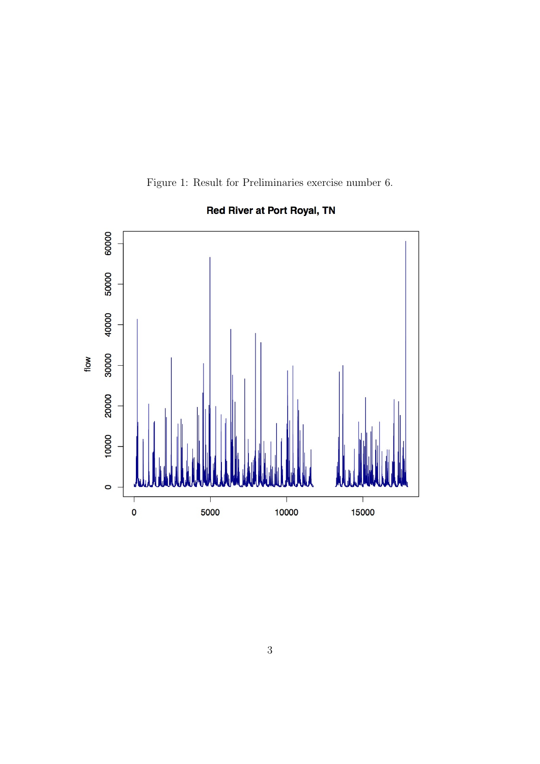Figure 1: Result for Preliminaries exercise number 6.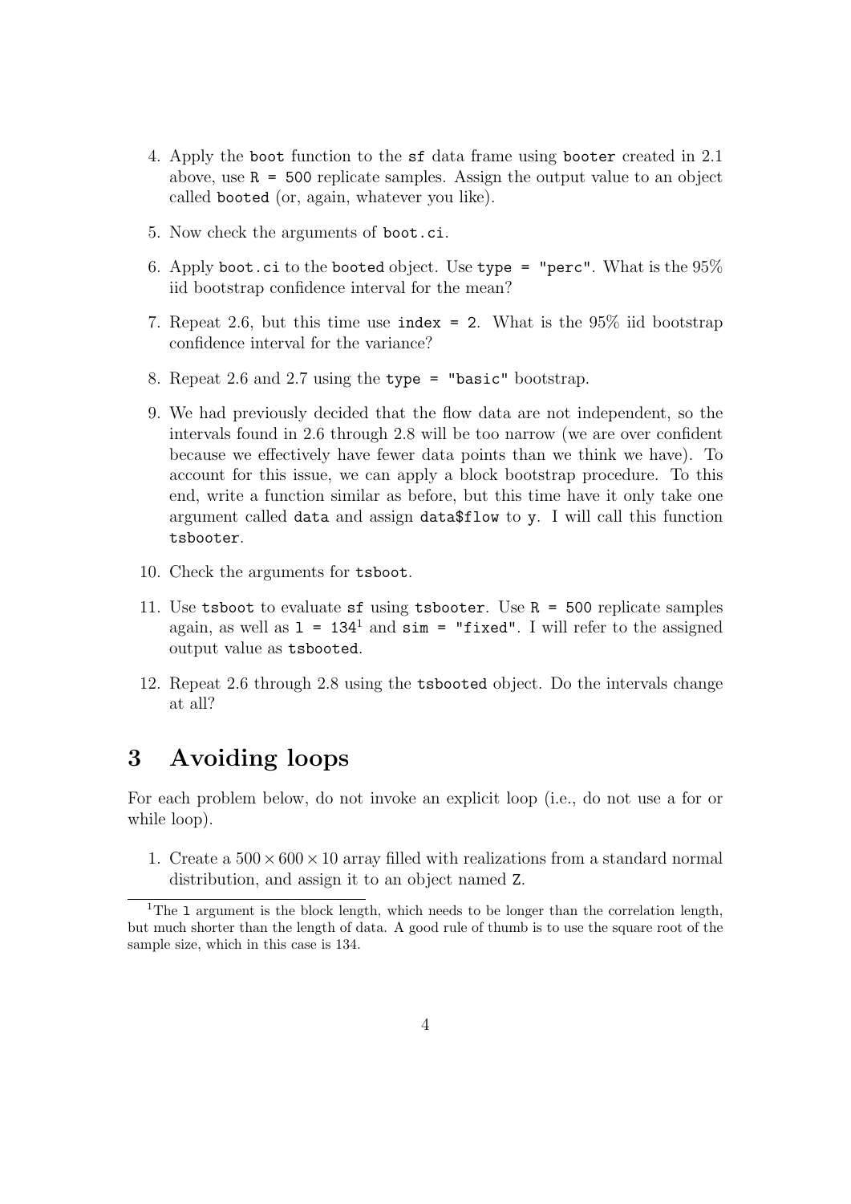4. Apply the `boot` function to the `sf` data frame using `booter` created in 2.1 above, use `R = 500` replicate samples. Assign the output value to an object called `booted` (or, again, whatever you like).

5. Now check the arguments of `boot.ci`.

6. Apply `boot.ci` to the `booted` object. Use `type = "perc"`. What is the 95% iid bootstrap confidence interval for the mean?

7. Repeat 2.6, but this time use `index = 2`. What is the 95% iid bootstrap confidence interval for the variance?

8. Repeat 2.6 and 2.7 using the `type = "basic"` bootstrap.

9. We had previously decided that the flow data are not independent, so the intervals found in 2.6 through 2.8 will be too narrow (we are over confident because we effectively have fewer data points than we think we have). To account for this issue, we can apply a block bootstrap procedure. To this end, write a function similar as before, but this time have it only take one argument called `data` and assign `data$flow` to `y`. I will call this function `tsbooter`.

10. Check the arguments for `tsboot`.

11. Use `tsboot` to evaluate `sf` using `tsbooter`. Use `R = 500` replicate samples again, as well as `l = 134`[1] and `sim = "fixed"`. I will refer to the assigned output value as `tsbooted`.

12. Repeat 2.6 through 2.8 using the `tsbooted` object. Do the intervals change at all?

# 3 Avoiding loops

For each problem below, do not invoke an explicit loop (i.e., do not use a for or while loop).

1. Create a $500 \times 600 \times 10$ array filled with realizations from a standard normal distribution, and assign it to an object named `Z`.

[1] The `l` argument is the block length, which needs to be longer than the correlation length, but much shorter than the length of data. A good rule of thumb is to use the square root of the sample size, which in this case is 134.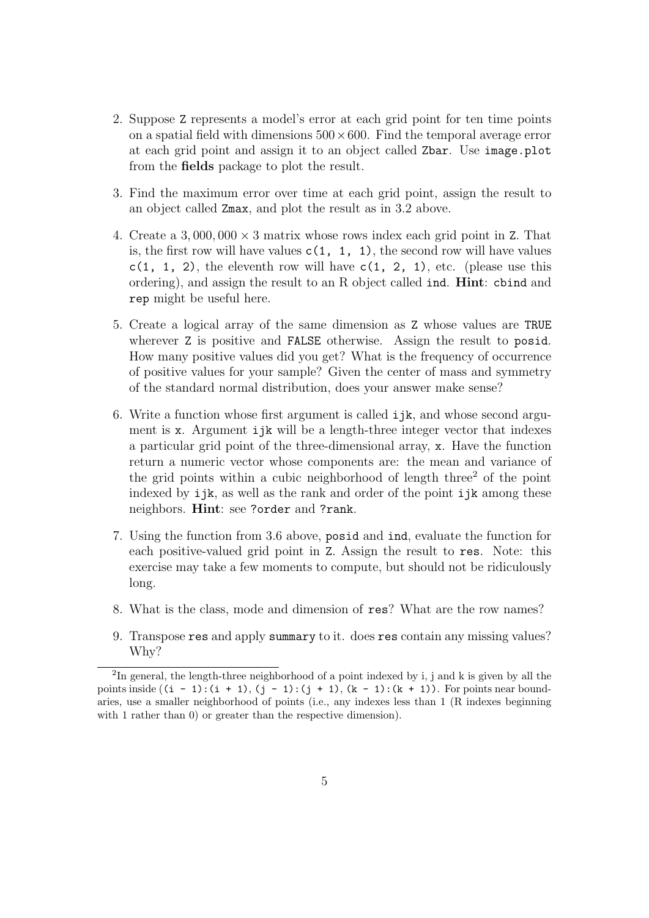2. Suppose `Z` represents a model's error at each grid point for ten time points on a spatial field with dimensions $500 \times 600$. Find the temporal average error at each grid point and assign it to an object called `Zbar`. Use `image.plot` from the **fields** package to plot the result.

3. Find the maximum error over time at each grid point, assign the result to an object called `Zmax`, and plot the result as in 3.2 above.

4. Create a $3,000,000 \times 3$ matrix whose rows index each grid point in `Z`. That is, the first row will have values `c(1, 1, 1)`, the second row will have values `c(1, 1, 2)`, the eleventh row will have `c(1, 2, 1)`, etc. (please use this ordering), and assign the result to an R object called `ind`. **Hint**: `cbind` and `rep` might be useful here.

5. Create a logical array of the same dimension as `Z` whose values are `TRUE` wherever `Z` is positive and `FALSE` otherwise. Assign the result to `posid`. How many positive values did you get? What is the frequency of occurrence of positive values for your sample? Given the center of mass and symmetry of the standard normal distribution, does your answer make sense?

6. Write a function whose first argument is called `ijk`, and whose second argument is `x`. Argument `ijk` will be a length-three integer vector that indexes a particular grid point of the three-dimensional array, `x`. Have the function return a numeric vector whose components are: the mean and variance of the grid points within a cubic neighborhood of length three[2] of the point indexed by `ijk`, as well as the rank and order of the point `ijk` among these neighbors. **Hint**: see `?order` and `?rank`.

7. Using the function from 3.6 above, `posid` and `ind`, evaluate the function for each positive-valued grid point in `Z`. Assign the result to `res`. Note: this exercise may take a few moments to compute, but should not be ridiculously long.

8. What is the class, mode and dimension of `res`? What are the row names?

9. Transpose `res` and apply `summary` to it. does `res` contain any missing values? Why?

---

[2] In general, the length-three neighborhood of a point indexed by i, j and k is given by all the points inside `((i - 1):(i + 1), (j - 1):(j + 1), (k - 1):(k + 1))`. For points near boundaries, use a smaller neighborhood of points (i.e., any indexes less than 1 (R indexes beginning with 1 rather than 0) or greater than the respective dimension).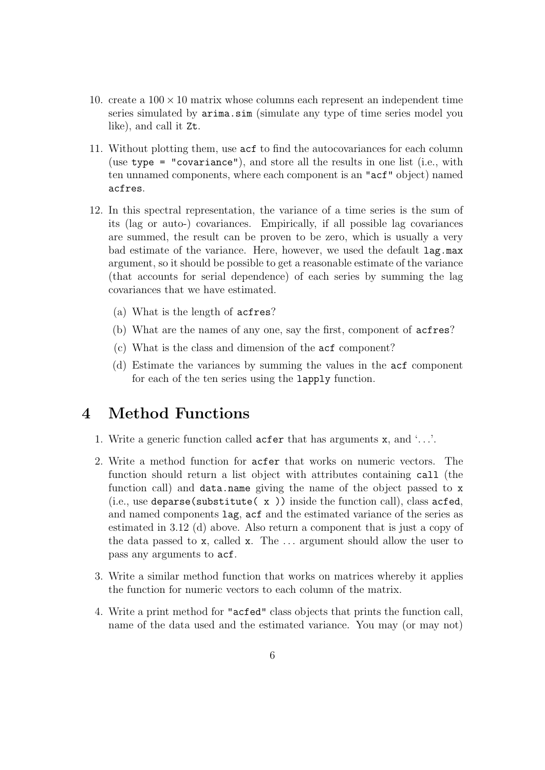10. create a $100 \times 10$ matrix whose columns each represent an independent time series simulated by `arima.sim` (simulate any type of time series model you like), and call it `Zt`.

11. Without plotting them, use `acf` to find the autocovariances for each column (use `type = "covariance"`), and store all the results in one list (i.e., with ten unnamed components, where each component is an `"acf"` object) named `acfres`.

12. In this spectral representation, the variance of a time series is the sum of its (lag or auto-) covariances. Empirically, if all possible lag covariances are summed, the result can be proven to be zero, which is usually a very bad estimate of the variance. Here, however, we used the default `lag.max` argument, so it should be possible to get a reasonable estimate of the variance (that accounts for serial dependence) of each series by summing the lag covariances that we have estimated.

    (a) What is the length of `acfres`?

    (b) What are the names of any one, say the first, component of `acfres`?

    (c) What is the class and dimension of the `acf` component?

    (d) Estimate the variances by summing the values in the `acf` component for each of the ten series using the `lapply` function.

# 4 Method Functions

1. Write a generic function called `acfer` that has arguments `x`, and '...'.

2. Write a method function for `acfer` that works on numeric vectors. The function should return a list object with attributes containing `call` (the function call) and `data.name` giving the name of the object passed to `x` (i.e., use `deparse(substitute( x ))` inside the function call), class `acfed`, and named components `lag`, `acf` and the estimated variance of the series as estimated in 3.12 (d) above. Also return a component that is just a copy of the data passed to `x`, called `x`. The ... argument should allow the user to pass any arguments to `acf`.

3. Write a similar method function that works on matrices whereby it applies the function for numeric vectors to each column of the matrix.

4. Write a print method for `"acfed"` class objects that prints the function call, name of the data used and the estimated variance. You may (or may not)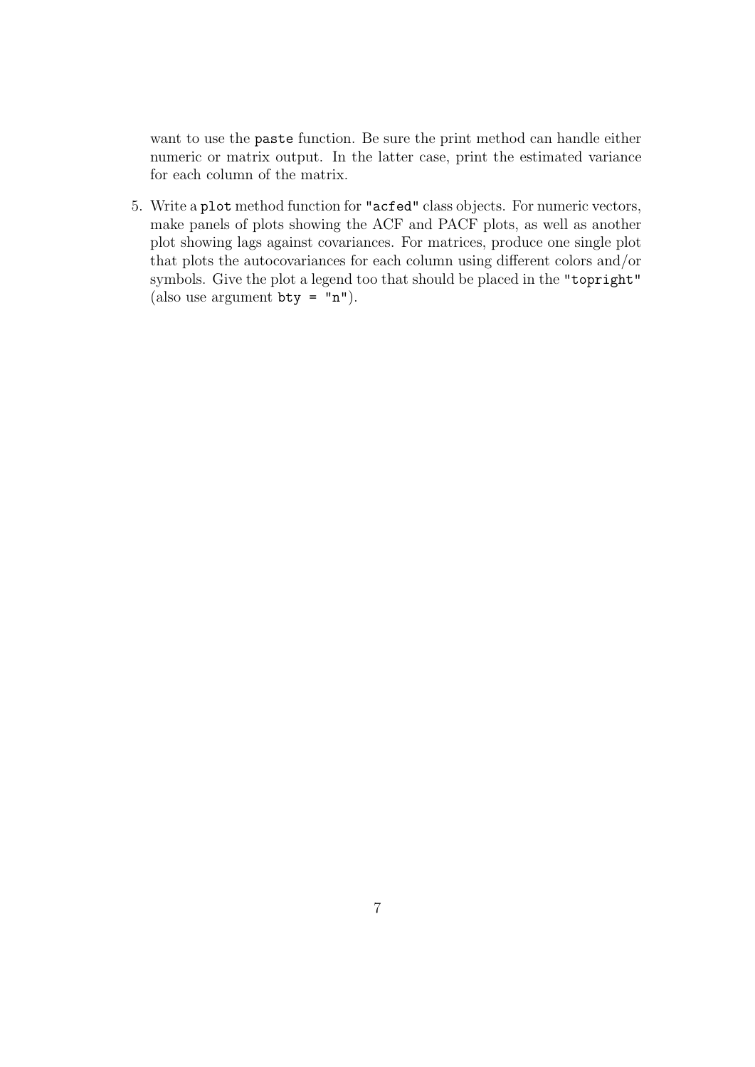want to use the `paste` function. Be sure the print method can handle either numeric or matrix output. In the latter case, print the estimated variance for each column of the matrix.

5. Write a `plot` method function for `"acfed"` class objects. For numeric vectors, make panels of plots showing the ACF and PACF plots, as well as another plot showing lags against covariances. For matrices, produce one single plot that plots the autocovariances for each column using different colors and/or symbols. Give the plot a legend too that should be placed in the `"topright"` (also use argument `bty = "n"`).